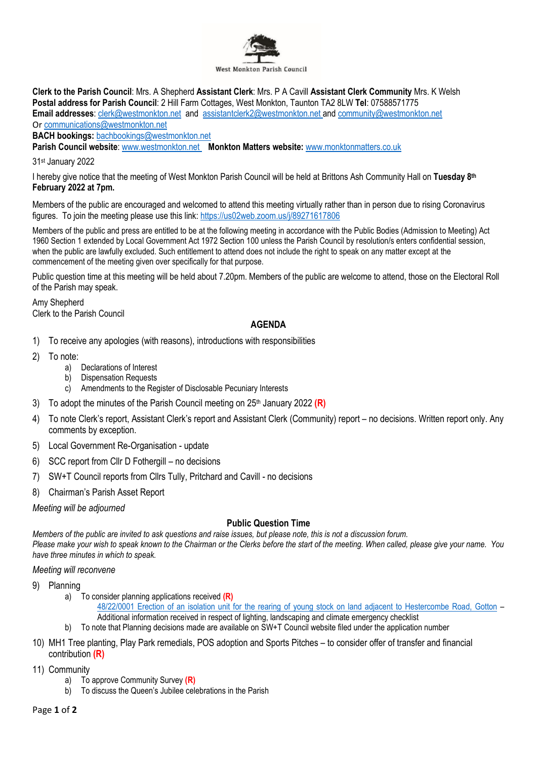West Monkton Parish Council

**Clerk to the Parish Council**: Mrs. A Shepherd **Assistant Clerk**: Mrs. P A Cavill **Assistant Clerk Community** Mrs. K Welsh
**Postal address for Parish Council**: 2 Hill Farm Cottages, West Monkton, Taunton TA2 8LW **Tel**: 07588571775
**Email addresses**: clerk@westmonkton.net and assistantclerk2@westmonkton.net and community@westmonkton.net
Or communications@westmonkton.net
**BACH bookings:** bachbookings@westmonkton.net
**Parish Council website**: www.westmonkton.net **Monkton Matters website:** www.monktonmatters.co.uk

31st January 2022

I hereby give notice that the meeting of West Monkton Parish Council will be held at Brittons Ash Community Hall on **Tuesday 8th February 2022 at 7pm.**

Members of the public are encouraged and welcomed to attend this meeting virtually rather than in person due to rising Coronavirus figures. To join the meeting please use this link: https://us02web.zoom.us/j/89271617806

Members of the public and press are entitled to be at the following meeting in accordance with the Public Bodies (Admission to Meeting) Act 1960 Section 1 extended by Local Government Act 1972 Section 100 unless the Parish Council by resolution/s enters confidential session, when the public are lawfully excluded. Such entitlement to attend does not include the right to speak on any matter except at the commencement of the meeting given over specifically for that purpose.

Public question time at this meeting will be held about 7.20pm. Members of the public are welcome to attend, those on the Electoral Roll of the Parish may speak.

Amy Shepherd
Clerk to the Parish Council

## AGENDA

1) To receive any apologies (with reasons), introductions with responsibilities
2) To note:
   a) Declarations of Interest
   b) Dispensation Requests
   c) Amendments to the Register of Disclosable Pecuniary Interests
3) To adopt the minutes of the Parish Council meeting on 25th January 2022 **(R)**
4) To note Clerk's report, Assistant Clerk's report and Assistant Clerk (Community) report – no decisions. Written report only. Any comments by exception.
5) Local Government Re-Organisation - update
6) SCC report from Cllr D Fothergill – no decisions
7) SW+T Council reports from Cllrs Tully, Pritchard and Cavill - no decisions
8) Chairman's Parish Asset Report

*Meeting will be adjourned*

### Public Question Time

*Members of the public are invited to ask questions and raise issues, but please note, this is not a discussion forum.*
*Please make your wish to speak known to the Chairman or the Clerks before the start of the meeting. When called, please give your name. You have three minutes in which to speak.*

*Meeting will reconvene*

9) Planning
   a) To consider planning applications received **(R)**
      48/22/0001 Erection of an isolation unit for the rearing of young stock on land adjacent to Hestercombe Road, Gotton – Additional information received in respect of lighting, landscaping and climate emergency checklist
   b) To note that Planning decisions made are available on SW+T Council website filed under the application number
10) MH1 Tree planting, Play Park remedials, POS adoption and Sports Pitches – to consider offer of transfer and financial contribution **(R)**
11) Community
   a) To approve Community Survey **(R)**
   b) To discuss the Queen's Jubilee celebrations in the Parish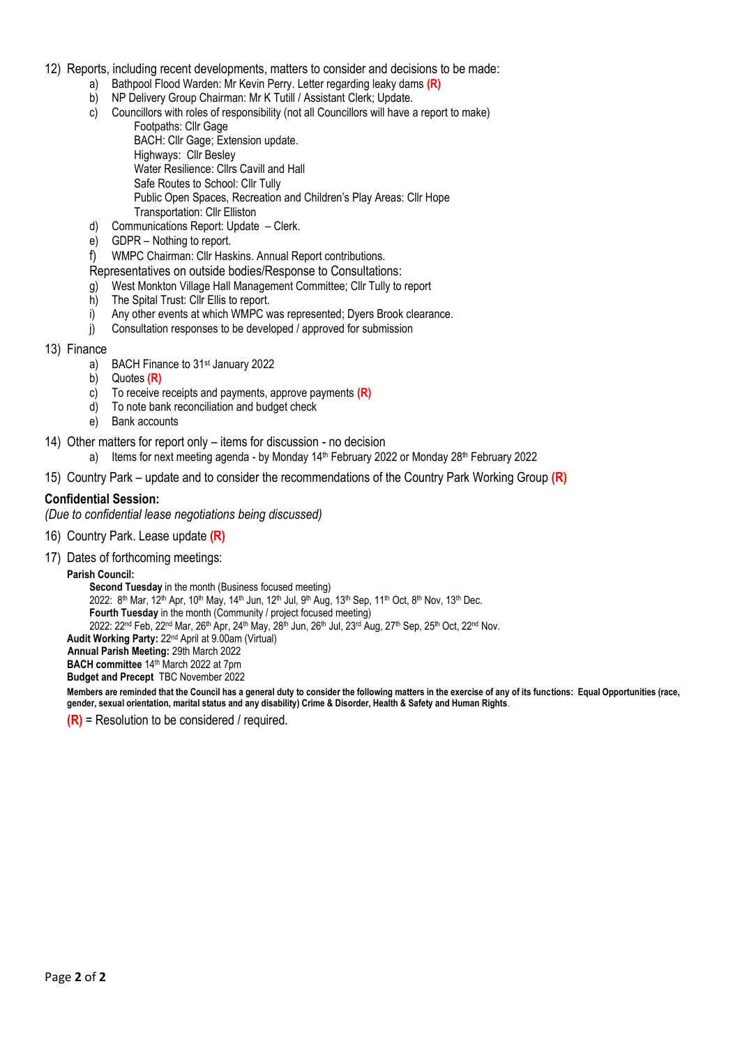12) Reports, including recent developments, matters to consider and decisions to be made:
    a) Bathpool Flood Warden: Mr Kevin Perry. Letter regarding leaky dams **(R)**
    b) NP Delivery Group Chairman: Mr K Tutill / Assistant Clerk; Update.
    c) Councillors with roles of responsibility (not all Councillors will have a report to make)
        - Footpaths: Cllr Gage
        - BACH: Cllr Gage; Extension update.
        - Highways: Cllr Besley
        - Water Resilience: Cllrs Cavill and Hall
        - Safe Routes to School: Cllr Tully
        - Public Open Spaces, Recreation and Children's Play Areas: Cllr Hope
        - Transportation: Cllr Elliston
    d) Communications Report: Update – Clerk.
    e) GDPR – Nothing to report.
    f) WMPC Chairman: Cllr Haskins. Annual Report contributions.

    Representatives on outside bodies/Response to Consultations:

    g) West Monkton Village Hall Management Committee; Cllr Tully to report
    h) The Spital Trust: Cllr Ellis to report.
    i) Any other events at which WMPC was represented; Dyers Brook clearance.
    j) Consultation responses to be developed / approved for submission

13) Finance
    a) BACH Finance to 31st January 2022
    b) Quotes **(R)**
    c) To receive receipts and payments, approve payments **(R)**
    d) To note bank reconciliation and budget check
    e) Bank accounts

14) Other matters for report only – items for discussion - no decision
    a) Items for next meeting agenda - by Monday 14th February 2022 or Monday 28th February 2022

15) Country Park – update and to consider the recommendations of the Country Park Working Group **(R)**

**Confidential Session:**

*(Due to confidential lease negotiations being discussed)*

16) Country Park. Lease update **(R)**

17) Dates of forthcoming meetings:

**Parish Council:**

**Second Tuesday** in the month (Business focused meeting)
2022: 8th Mar, 12th Apr, 10th May, 14th Jun, 12th Jul, 9th Aug, 13th Sep, 11th Oct, 8th Nov, 13th Dec.

**Fourth Tuesday** in the month (Community / project focused meeting)
2022: 22nd Feb, 22nd Mar, 26th Apr, 24th May, 28th Jun, 26th Jul, 23rd Aug, 27th Sep, 25th Oct, 22nd Nov.

**Audit Working Party:** 22nd April at 9.00am (Virtual)

**Annual Parish Meeting:** 29th March 2022

**BACH committee** 14th March 2022 at 7pm

**Budget and Precept** TBC November 2022

**Members are reminded that the Council has a general duty to consider the following matters in the exercise of any of its functions: Equal Opportunities (race, gender, sexual orientation, marital status and any disability) Crime & Disorder, Health & Safety and Human Rights**.

**(R)** = Resolution to be considered / required.